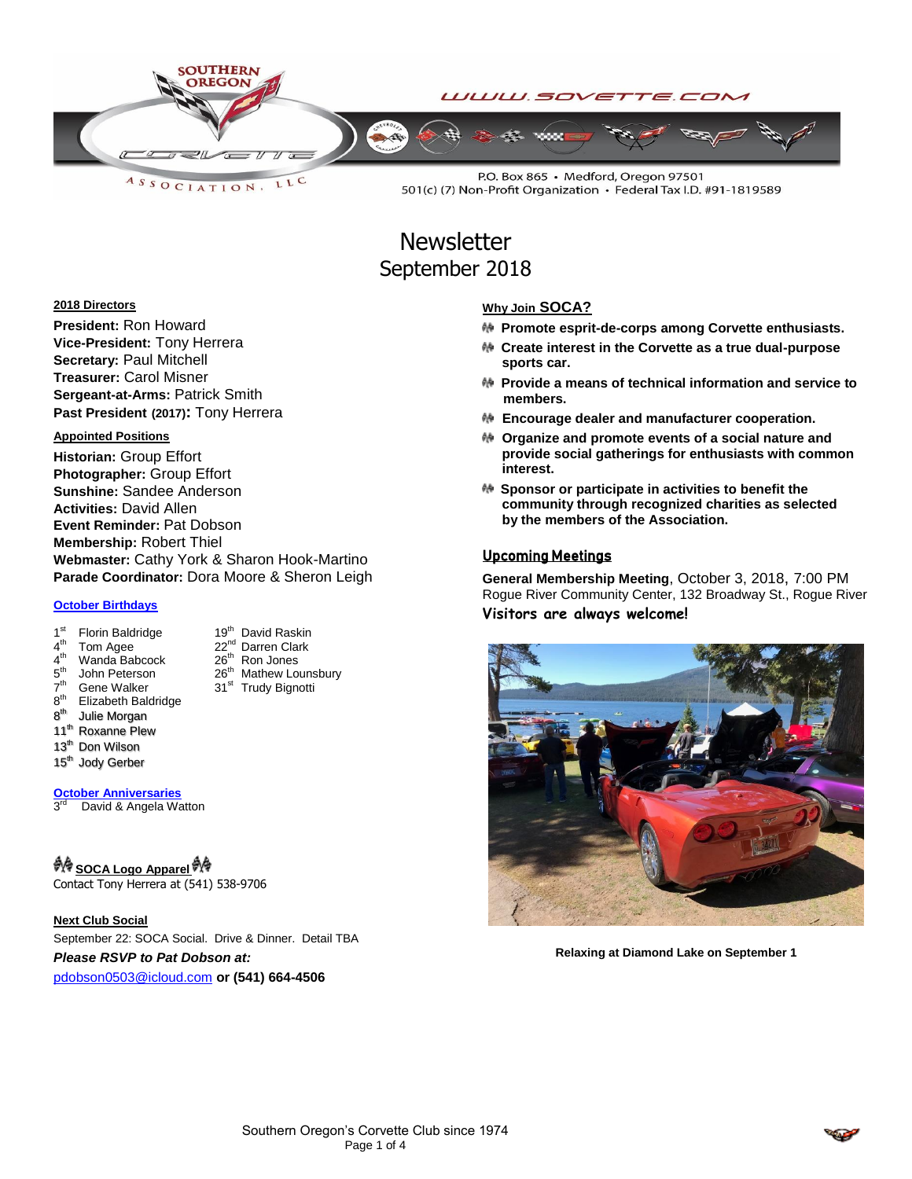SOUTHERN OREGON CORVETTE ASSOCIATION, LLC

WWW.SOVETTE.COM

P.O. Box 865 • Medford, Oregon 97501
501(c) (7) Non-Profit Organization • Federal Tax I.D. #91-1819589

# Newsletter
## September 2018

**2018 Directors**

**President:** Ron Howard
**Vice-President:** Tony Herrera
**Secretary:** Paul Mitchell
**Treasurer:** Carol Misner
**Sergeant-at-Arms:** Patrick Smith
**Past President (2017):** Tony Herrera

**Appointed Positions**

**Historian:** Group Effort
**Photographer:** Group Effort
**Sunshine:** Sandee Anderson
**Activities:** David Allen
**Event Reminder:** Pat Dobson
**Membership:** Robert Thiel
**Webmaster:** Cathy York & Sharon Hook-Martino
**Parade Coordinator:** Dora Moore & Sheron Leigh

**October Birthdays**

1st Florin Baldridge
4th Tom Agee
4th Wanda Babcock
5th John Peterson
7th Gene Walker
8th Elizabeth Baldridge
8th Julie Morgan
11th Roxanne Plew
13th Don Wilson
15th Jody Gerber
19th David Raskin
22nd Darren Clark
26th Ron Jones
26th Mathew Lounsbury
31st Trudy Bignotti

**October Anniversaries**

3rd David & Angela Watton

**SOCA Logo Apparel**

Contact Tony Herrera at (541) 538-9706

**Next Club Social**

September 22: SOCA Social. Drive & Dinner. Detail TBA

***Please RSVP to Pat Dobson at:***

pdobson0503@icloud.com **or (541) 664-4506**

**Why Join SOCA?**

- **Promote esprit-de-corps among Corvette enthusiasts.**
- **Create interest in the Corvette as a true dual-purpose sports car.**
- **Provide a means of technical information and service to members.**
- **Encourage dealer and manufacturer cooperation.**
- **Organize and promote events of a social nature and provide social gatherings for enthusiasts with common interest.**
- **Sponsor or participate in activities to benefit the community through recognized charities as selected by the members of the Association.**

**Upcoming Meetings**

**General Membership Meeting**, October 3, 2018, 7:00 PM
Rogue River Community Center, 132 Broadway St., Rogue River

**Visitors are always welcome!**

**Relaxing at Diamond Lake on September 1**

Southern Oregon's Corvette Club since 1974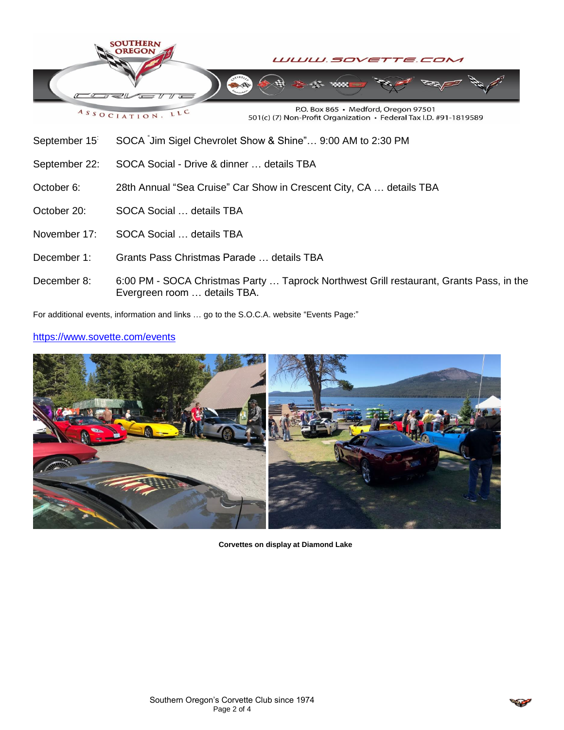September 15: SOCA "Jim Sigel Chevrolet Show & Shine"… 9:00 AM to 2:30 PM

September 22: SOCA Social - Drive & dinner … details TBA

October 6: 28th Annual "Sea Cruise" Car Show in Crescent City, CA … details TBA

October 20: SOCA Social … details TBA

November 17: SOCA Social … details TBA

December 1: Grants Pass Christmas Parade … details TBA

December 8: 6:00 PM - SOCA Christmas Party … Taprock Northwest Grill restaurant, Grants Pass, in the Evergreen room … details TBA.

For additional events, information and links … go to the S.O.C.A. website "Events Page:"

https://www.sovette.com/events

**Corvettes on display at Diamond Lake**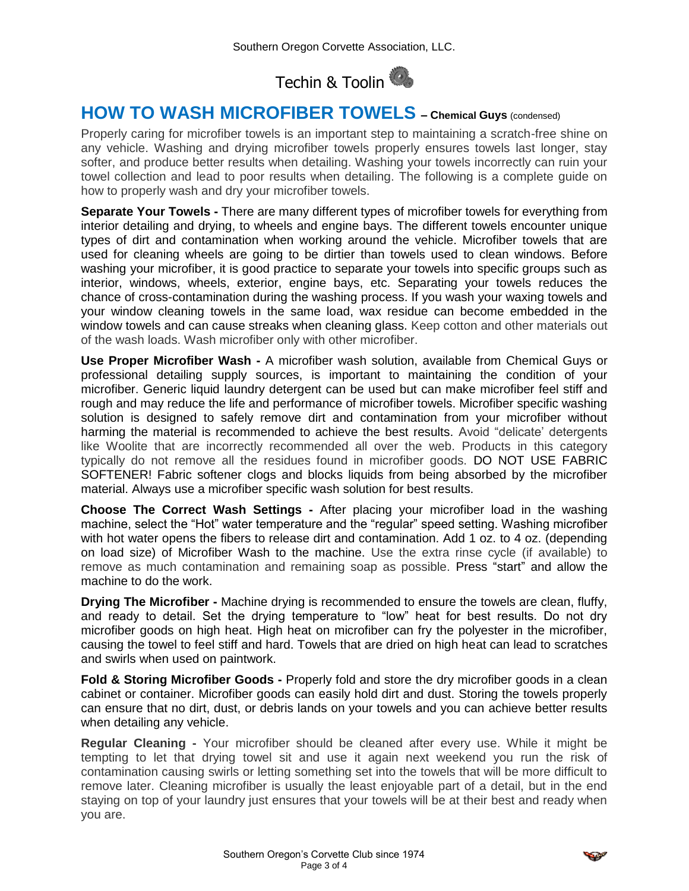Techin & Toolin

## HOW TO WASH MICROFIBER TOWELS – Chemical Guys (condensed)

Properly caring for microfiber towels is an important step to maintaining a scratch-free shine on any vehicle. Washing and drying microfiber towels properly ensures towels last longer, stay softer, and produce better results when detailing. Washing your towels incorrectly can ruin your towel collection and lead to poor results when detailing. The following is a complete guide on how to properly wash and dry your microfiber towels.

**Separate Your Towels -** There are many different types of microfiber towels for everything from interior detailing and drying, to wheels and engine bays. The different towels encounter unique types of dirt and contamination when working around the vehicle. Microfiber towels that are used for cleaning wheels are going to be dirtier than towels used to clean windows. Before washing your microfiber, it is good practice to separate your towels into specific groups such as interior, windows, wheels, exterior, engine bays, etc. Separating your towels reduces the chance of cross-contamination during the washing process. If you wash your waxing towels and your window cleaning towels in the same load, wax residue can become embedded in the window towels and can cause streaks when cleaning glass. Keep cotton and other materials out of the wash loads. Wash microfiber only with other microfiber.

**Use Proper Microfiber Wash -** A microfiber wash solution, available from Chemical Guys or professional detailing supply sources, is important to maintaining the condition of your microfiber. Generic liquid laundry detergent can be used but can make microfiber feel stiff and rough and may reduce the life and performance of microfiber towels. Microfiber specific washing solution is designed to safely remove dirt and contamination from your microfiber without harming the material is recommended to achieve the best results. Avoid "delicate' detergents like Woolite that are incorrectly recommended all over the web. Products in this category typically do not remove all the residues found in microfiber goods. DO NOT USE FABRIC SOFTENER! Fabric softener clogs and blocks liquids from being absorbed by the microfiber material. Always use a microfiber specific wash solution for best results.

**Choose The Correct Wash Settings -** After placing your microfiber load in the washing machine, select the "Hot" water temperature and the "regular" speed setting. Washing microfiber with hot water opens the fibers to release dirt and contamination. Add 1 oz. to 4 oz. (depending on load size) of Microfiber Wash to the machine. Use the extra rinse cycle (if available) to remove as much contamination and remaining soap as possible. Press "start" and allow the machine to do the work.

**Drying The Microfiber -** Machine drying is recommended to ensure the towels are clean, fluffy, and ready to detail. Set the drying temperature to "low" heat for best results. Do not dry microfiber goods on high heat. High heat on microfiber can fry the polyester in the microfiber, causing the towel to feel stiff and hard. Towels that are dried on high heat can lead to scratches and swirls when used on paintwork.

**Fold & Storing Microfiber Goods -** Properly fold and store the dry microfiber goods in a clean cabinet or container. Microfiber goods can easily hold dirt and dust. Storing the towels properly can ensure that no dirt, dust, or debris lands on your towels and you can achieve better results when detailing any vehicle.

**Regular Cleaning -** Your microfiber should be cleaned after every use. While it might be tempting to let that drying towel sit and use it again next weekend you run the risk of contamination causing swirls or letting something set into the towels that will be more difficult to remove later. Cleaning microfiber is usually the least enjoyable part of a detail, but in the end staying on top of your laundry just ensures that your towels will be at their best and ready when you are.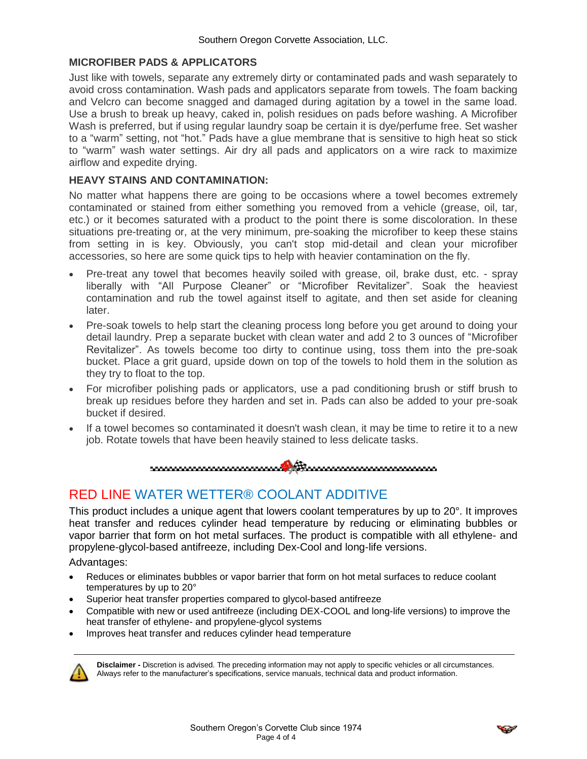### MICROFIBER PADS & APPLICATORS

Just like with towels, separate any extremely dirty or contaminated pads and wash separately to avoid cross contamination. Wash pads and applicators separate from towels. The foam backing and Velcro can become snagged and damaged during agitation by a towel in the same load. Use a brush to break up heavy, caked in, polish residues on pads before washing. A Microfiber Wash is preferred, but if using regular laundry soap be certain it is dye/perfume free. Set washer to a "warm" setting, not "hot." Pads have a glue membrane that is sensitive to high heat so stick to "warm" wash water settings. Air dry all pads and applicators on a wire rack to maximize airflow and expedite drying.

### HEAVY STAINS AND CONTAMINATION:

No matter what happens there are going to be occasions where a towel becomes extremely contaminated or stained from either something you removed from a vehicle (grease, oil, tar, etc.) or it becomes saturated with a product to the point there is some discoloration. In these situations pre-treating or, at the very minimum, pre-soaking the microfiber to keep these stains from setting in is key. Obviously, you can't stop mid-detail and clean your microfiber accessories, so here are some quick tips to help with heavier contamination on the fly.

- Pre-treat any towel that becomes heavily soiled with grease, oil, brake dust, etc. - spray liberally with "All Purpose Cleaner" or "Microfiber Revitalizer". Soak the heaviest contamination and rub the towel against itself to agitate, and then set aside for cleaning later.
- Pre-soak towels to help start the cleaning process long before you get around to doing your detail laundry. Prep a separate bucket with clean water and add 2 to 3 ounces of "Microfiber Revitalizer". As towels become too dirty to continue using, toss them into the pre-soak bucket. Place a grit guard, upside down on top of the towels to hold them in the solution as they try to float to the top.
- For microfiber polishing pads or applicators, use a pad conditioning brush or stiff brush to break up residues before they harden and set in. Pads can also be added to your pre-soak bucket if desired.
- If a towel becomes so contaminated it doesn't wash clean, it may be time to retire it to a new job. Rotate towels that have been heavily stained to less delicate tasks.

## RED LINE WATER WETTER® COOLANT ADDITIVE

This product includes a unique agent that lowers coolant temperatures by up to 20°. It improves heat transfer and reduces cylinder head temperature by reducing or eliminating bubbles or vapor barrier that form on hot metal surfaces. The product is compatible with all ethylene- and propylene-glycol-based antifreeze, including Dex-Cool and long-life versions.

Advantages:

- Reduces or eliminates bubbles or vapor barrier that form on hot metal surfaces to reduce coolant temperatures by up to 20°
- Superior heat transfer properties compared to glycol-based antifreeze
- Compatible with new or used antifreeze (including DEX-COOL and long-life versions) to improve the heat transfer of ethylene- and propylene-glycol systems
- Improves heat transfer and reduces cylinder head temperature

**Disclaimer -** Discretion is advised. The preceding information may not apply to specific vehicles or all circumstances. Always refer to the manufacturer's specifications, service manuals, technical data and product information.